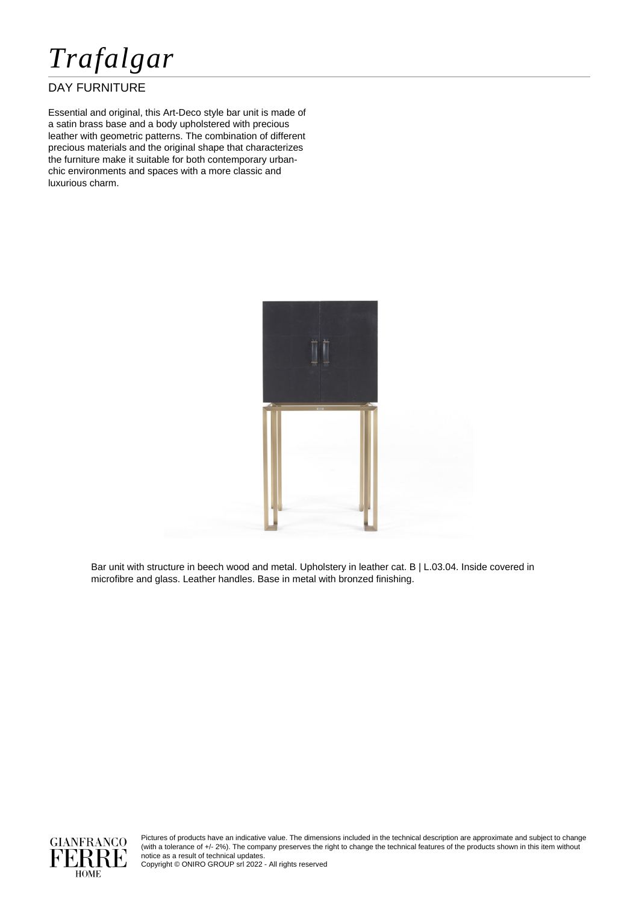# *Trafalgar*

## DAY FURNITURE

Essential and original, this Art-Deco style bar unit is made of a satin brass base and a body upholstered with precious leather with geometric patterns. The combination of different precious materials and the original shape that characterizes the furniture make it suitable for both contemporary urban-chic environments and spaces with a more classic and luxurious charm.

Bar unit with structure in beech wood and metal. Upholstery in leather cat. B | L.03.04. Inside covered in microfibre and glass. Leather handles. Base in metal with bronzed finishing.

GIANFRANCO FERRE HOME

Pictures of products have an indicative value. The dimensions included in the technical description are approximate and subject to change (with a tolerance of +/- 2%). The company preserves the right to change the technical features of the products shown in this item without notice as a result of technical updates.
Copyright © ONIRO GROUP srl 2022 - All rights reserved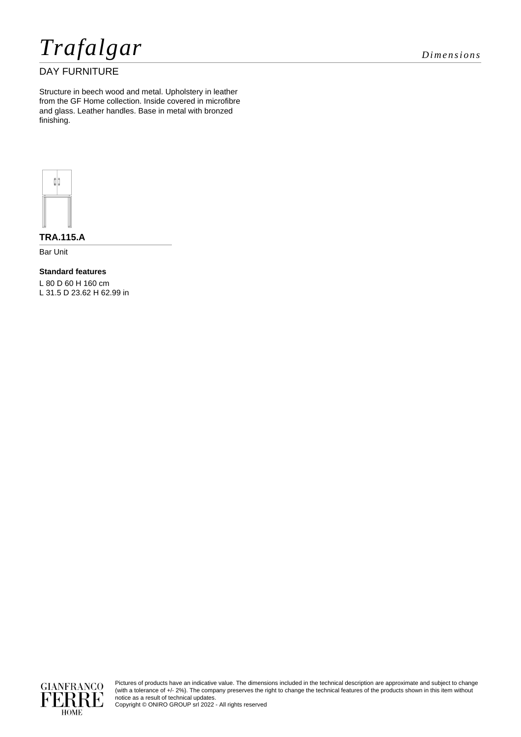# *Trafalgar*

*Dimensions*

DAY FURNITURE

Structure in beech wood and metal. Upholstery in leather from the GF Home collection. Inside covered in microfibre and glass. Leather handles. Base in metal with bronzed finishing.

**TRA.115.A**

Bar Unit

**Standard features**

L 80 D 60 H 160 cm
L 31.5 D 23.62 H 62.99 in

Pictures of products have an indicative value. The dimensions included in the technical description are approximate and subject to change (with a tolerance of +/- 2%). The company preserves the right to change the technical features of the products shown in this item without notice as a result of technical updates.
Copyright © ONIRO GROUP srl 2022 - All rights reserved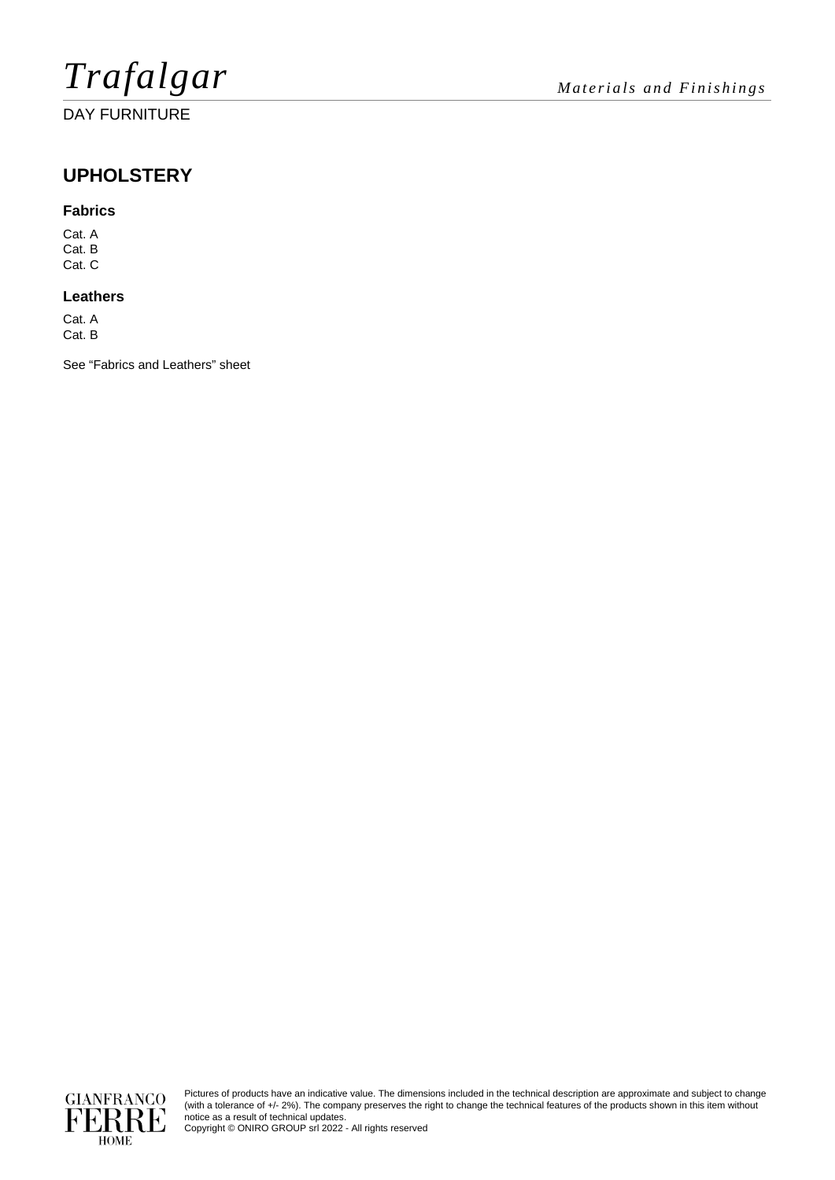# Trafalgar

*Materials and Finishings*

DAY FURNITURE

## UPHOLSTERY

### Fabrics

Cat. A
Cat. B
Cat. C

### Leathers

Cat. A
Cat. B

See “Fabrics and Leathers” sheet

Pictures of products have an indicative value. The dimensions included in the technical description are approximate and subject to change (with a tolerance of +/- 2%). The company preserves the right to change the technical features of the products shown in this item without notice as a result of technical updates.
Copyright © ONIRO GROUP srl 2022 - All rights reserved